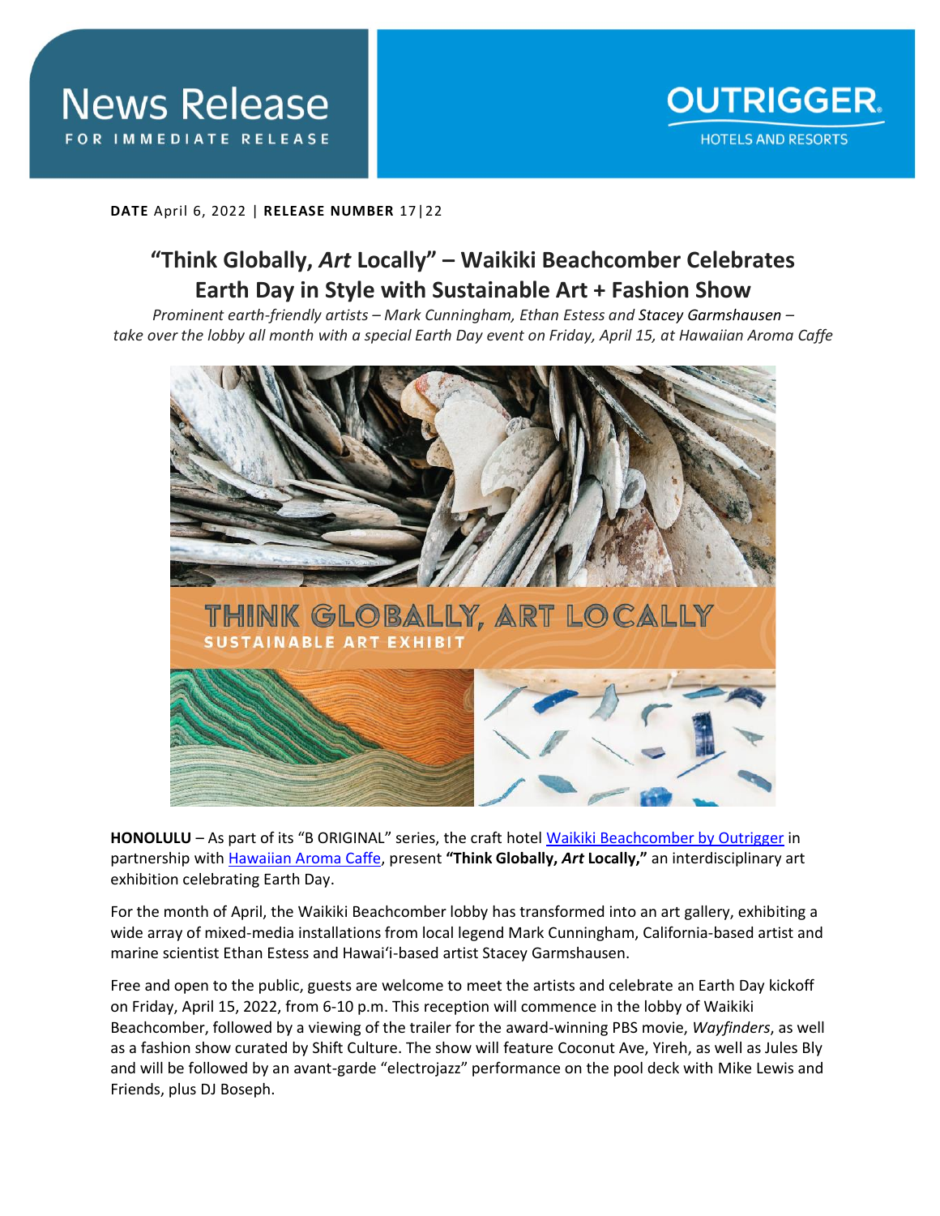News Release
FOR IMMEDIATE RELEASE

OUTRIGGER
HOTELS AND RESORTS

**DATE** April 6, 2022 | **RELEASE NUMBER** 17|22

# "Think Globally, *Art* Locally" – Waikiki Beachcomber Celebrates Earth Day in Style with Sustainable Art + Fashion Show

*Prominent earth-friendly artists – Mark Cunningham, Ethan Estess and Stacey Garmshausen – take over the lobby all month with a special Earth Day event on Friday, April 15, at Hawaiian Aroma Caffe*

THINK GLOBALLY, ART LOCALLY
SUSTAINABLE ART EXHIBIT

**HONOLULU** – As part of its "B ORIGINAL" series, the craft hotel Waikiki Beachcomber by Outrigger in partnership with Hawaiian Aroma Caffe, present **"Think Globally, *Art* Locally,"** an interdisciplinary art exhibition celebrating Earth Day.

For the month of April, the Waikiki Beachcomber lobby has transformed into an art gallery, exhibiting a wide array of mixed-media installations from local legend Mark Cunningham, California-based artist and marine scientist Ethan Estess and Hawai'i-based artist Stacey Garmshausen.

Free and open to the public, guests are welcome to meet the artists and celebrate an Earth Day kickoff on Friday, April 15, 2022, from 6-10 p.m. This reception will commence in the lobby of Waikiki Beachcomber, followed by a viewing of the trailer for the award-winning PBS movie, *Wayfinders*, as well as a fashion show curated by Shift Culture. The show will feature Coconut Ave, Yireh, as well as Jules Bly and will be followed by an avant-garde "electrojazz" performance on the pool deck with Mike Lewis and Friends, plus DJ Boseph.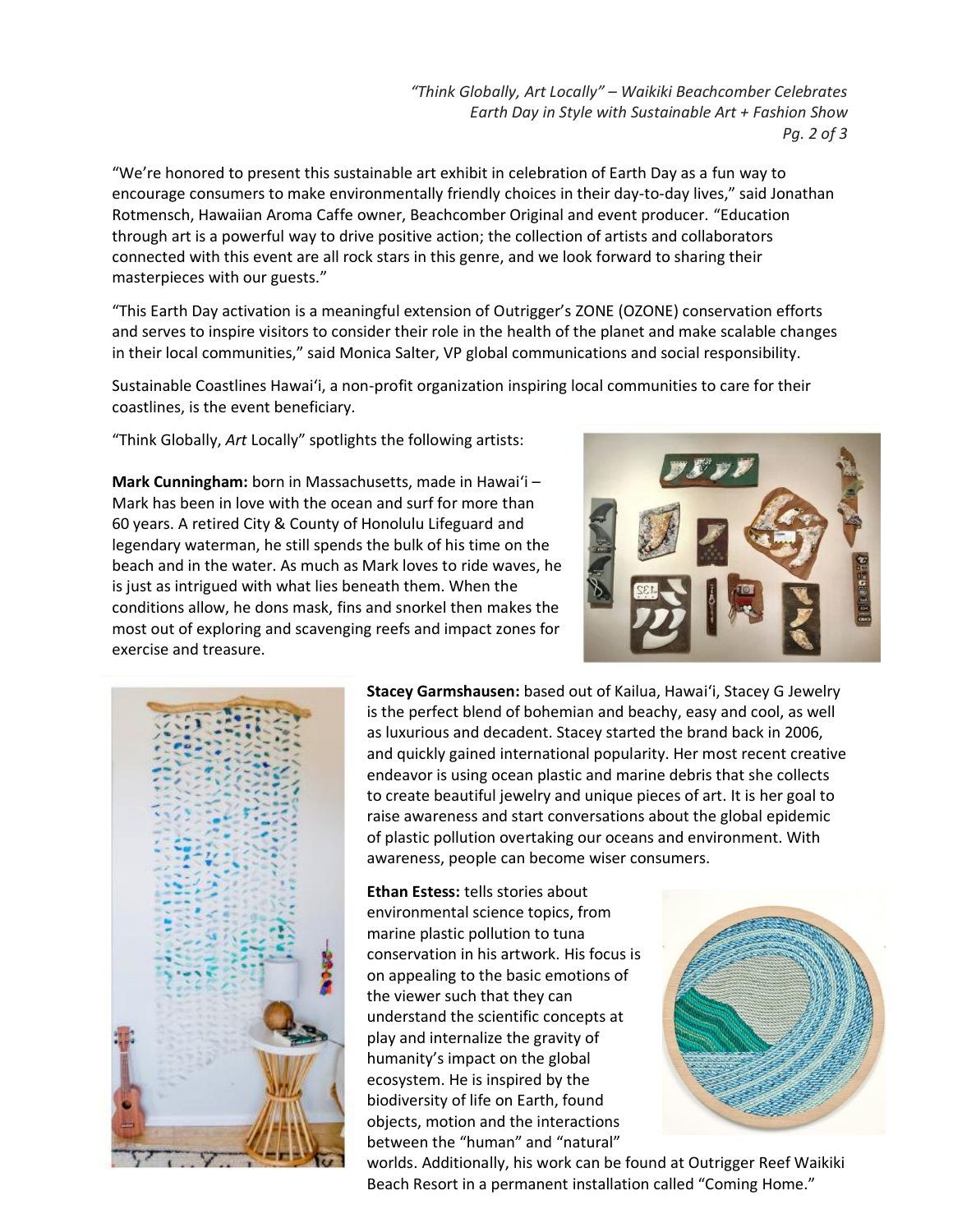"We're honored to present this sustainable art exhibit in celebration of Earth Day as a fun way to encourage consumers to make environmentally friendly choices in their day-to-day lives," said Jonathan Rotmensch, Hawaiian Aroma Caffe owner, Beachcomber Original and event producer. "Education through art is a powerful way to drive positive action; the collection of artists and collaborators connected with this event are all rock stars in this genre, and we look forward to sharing their masterpieces with our guests."

"This Earth Day activation is a meaningful extension of Outrigger's ZONE (OZONE) conservation efforts and serves to inspire visitors to consider their role in the health of the planet and make scalable changes in their local communities," said Monica Salter, VP global communications and social responsibility.

Sustainable Coastlines Hawai'i, a non-profit organization inspiring local communities to care for their coastlines, is the event beneficiary.

"Think Globally, *Art* Locally" spotlights the following artists:

**Mark Cunningham:** born in Massachusetts, made in Hawai'i – Mark has been in love with the ocean and surf for more than 60 years. A retired City & County of Honolulu Lifeguard and legendary waterman, he still spends the bulk of his time on the beach and in the water. As much as Mark loves to ride waves, he is just as intrigued with what lies beneath them. When the conditions allow, he dons mask, fins and snorkel then makes the most out of exploring and scavenging reefs and impact zones for exercise and treasure.

**Stacey Garmshausen:** based out of Kailua, Hawai'i, Stacey G Jewelry is the perfect blend of bohemian and beachy, easy and cool, as well as luxurious and decadent. Stacey started the brand back in 2006, and quickly gained international popularity. Her most recent creative endeavor is using ocean plastic and marine debris that she collects to create beautiful jewelry and unique pieces of art. It is her goal to raise awareness and start conversations about the global epidemic of plastic pollution overtaking our oceans and environment. With awareness, people can become wiser consumers.

**Ethan Estess:** tells stories about environmental science topics, from marine plastic pollution to tuna conservation in his artwork. His focus is on appealing to the basic emotions of the viewer such that they can understand the scientific concepts at play and internalize the gravity of humanity's impact on the global ecosystem. He is inspired by the biodiversity of life on Earth, found objects, motion and the interactions between the "human" and "natural" worlds. Additionally, his work can be found at Outrigger Reef Waikiki Beach Resort in a permanent installation called "Coming Home."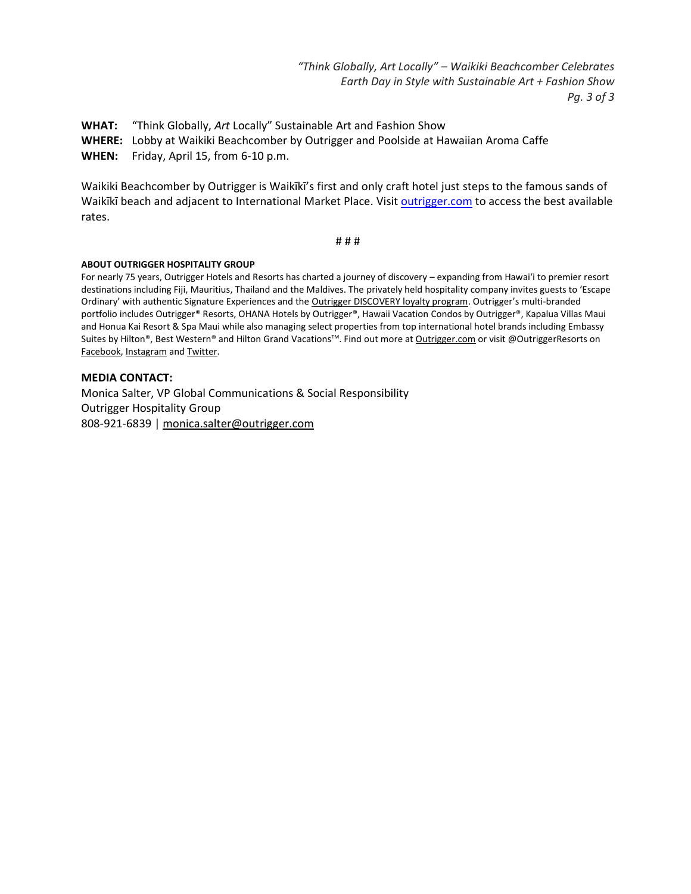**WHAT:** "Think Globally, *Art* Locally" Sustainable Art and Fashion Show
**WHERE:** Lobby at Waikiki Beachcomber by Outrigger and Poolside at Hawaiian Aroma Caffe
**WHEN:** Friday, April 15, from 6-10 p.m.

Waikiki Beachcomber by Outrigger is Waikīkī's first and only craft hotel just steps to the famous sands of Waikīkī beach and adjacent to International Market Place. Visit [outrigger.com](outrigger.com) to access the best available rates.

# # #

**ABOUT OUTRIGGER HOSPITALITY GROUP**

For nearly 75 years, Outrigger Hotels and Resorts has charted a journey of discovery – expanding from Hawai'i to premier resort destinations including Fiji, Mauritius, Thailand and the Maldives. The privately held hospitality company invites guests to 'Escape Ordinary' with authentic Signature Experiences and the Outrigger DISCOVERY loyalty program. Outrigger's multi-branded portfolio includes Outrigger® Resorts, OHANA Hotels by Outrigger®, Hawaii Vacation Condos by Outrigger®, Kapalua Villas Maui and Honua Kai Resort & Spa Maui while also managing select properties from top international hotel brands including Embassy Suites by Hilton®, Best Western® and Hilton Grand Vacations™. Find out more at Outrigger.com or visit @OutriggerResorts on Facebook, Instagram and Twitter.

**MEDIA CONTACT:**

Monica Salter, VP Global Communications & Social Responsibility
Outrigger Hospitality Group
808-921-6839 | monica.salter@outrigger.com